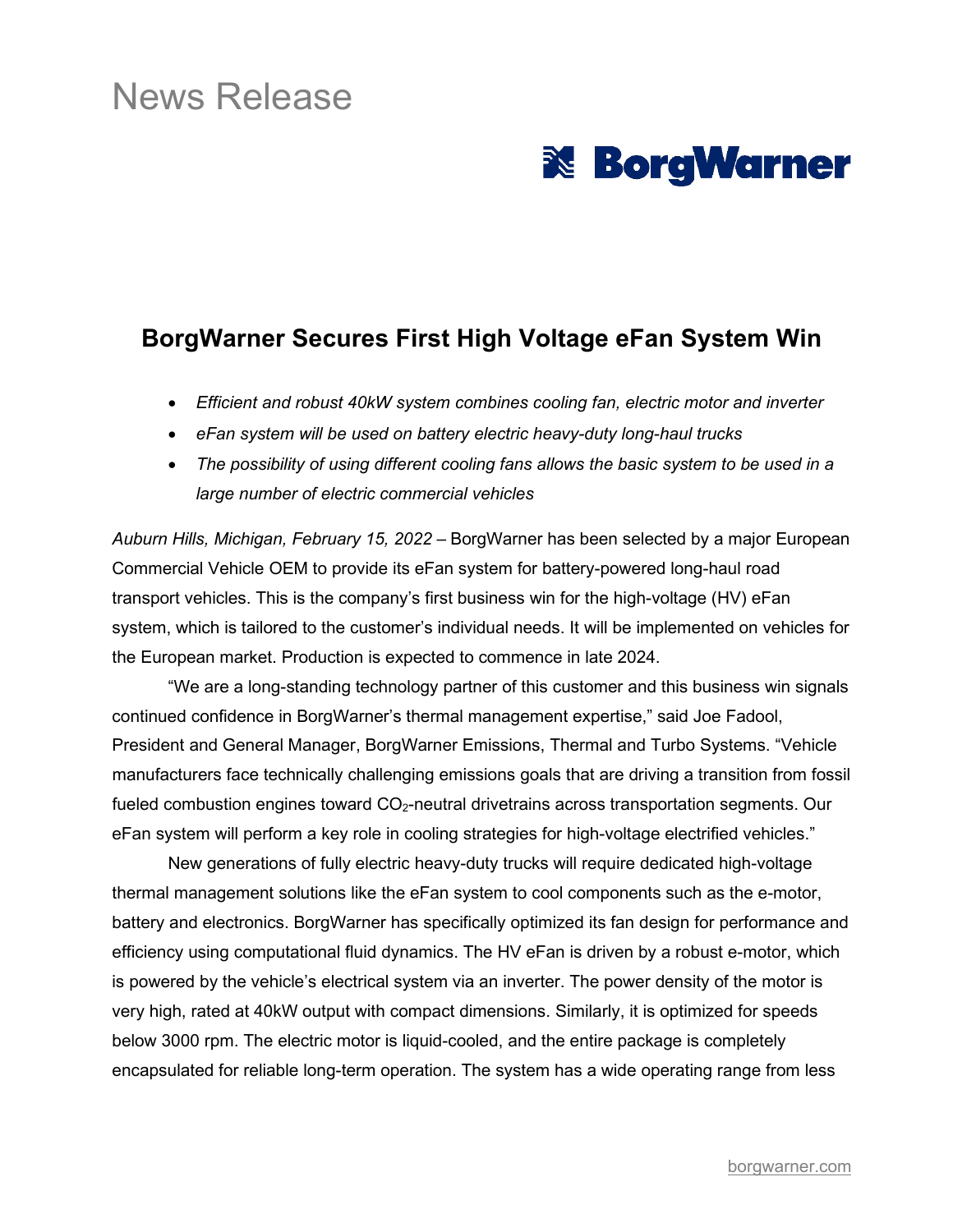# News Release

**BorgWarner**

## BorgWarner Secures First High Voltage eFan System Win

- *Efficient and robust 40kW system combines cooling fan, electric motor and inverter*
- *eFan system will be used on battery electric heavy-duty long-haul trucks*
- *The possibility of using different cooling fans allows the basic system to be used in a large number of electric commercial vehicles*

*Auburn Hills, Michigan, February 15, 2022* – BorgWarner has been selected by a major European Commercial Vehicle OEM to provide its eFan system for battery-powered long-haul road transport vehicles. This is the company's first business win for the high-voltage (HV) eFan system, which is tailored to the customer's individual needs. It will be implemented on vehicles for the European market. Production is expected to commence in late 2024.

"We are a long-standing technology partner of this customer and this business win signals continued confidence in BorgWarner's thermal management expertise," said Joe Fadool, President and General Manager, BorgWarner Emissions, Thermal and Turbo Systems. "Vehicle manufacturers face technically challenging emissions goals that are driving a transition from fossil fueled combustion engines toward $CO_2$-neutral drivetrains across transportation segments. Our eFan system will perform a key role in cooling strategies for high-voltage electrified vehicles."

New generations of fully electric heavy-duty trucks will require dedicated high-voltage thermal management solutions like the eFan system to cool components such as the e-motor, battery and electronics. BorgWarner has specifically optimized its fan design for performance and efficiency using computational fluid dynamics. The HV eFan is driven by a robust e-motor, which is powered by the vehicle's electrical system via an inverter. The power density of the motor is very high, rated at 40kW output with compact dimensions. Similarly, it is optimized for speeds below 3000 rpm. The electric motor is liquid-cooled, and the entire package is completely encapsulated for reliable long-term operation. The system has a wide operating range from less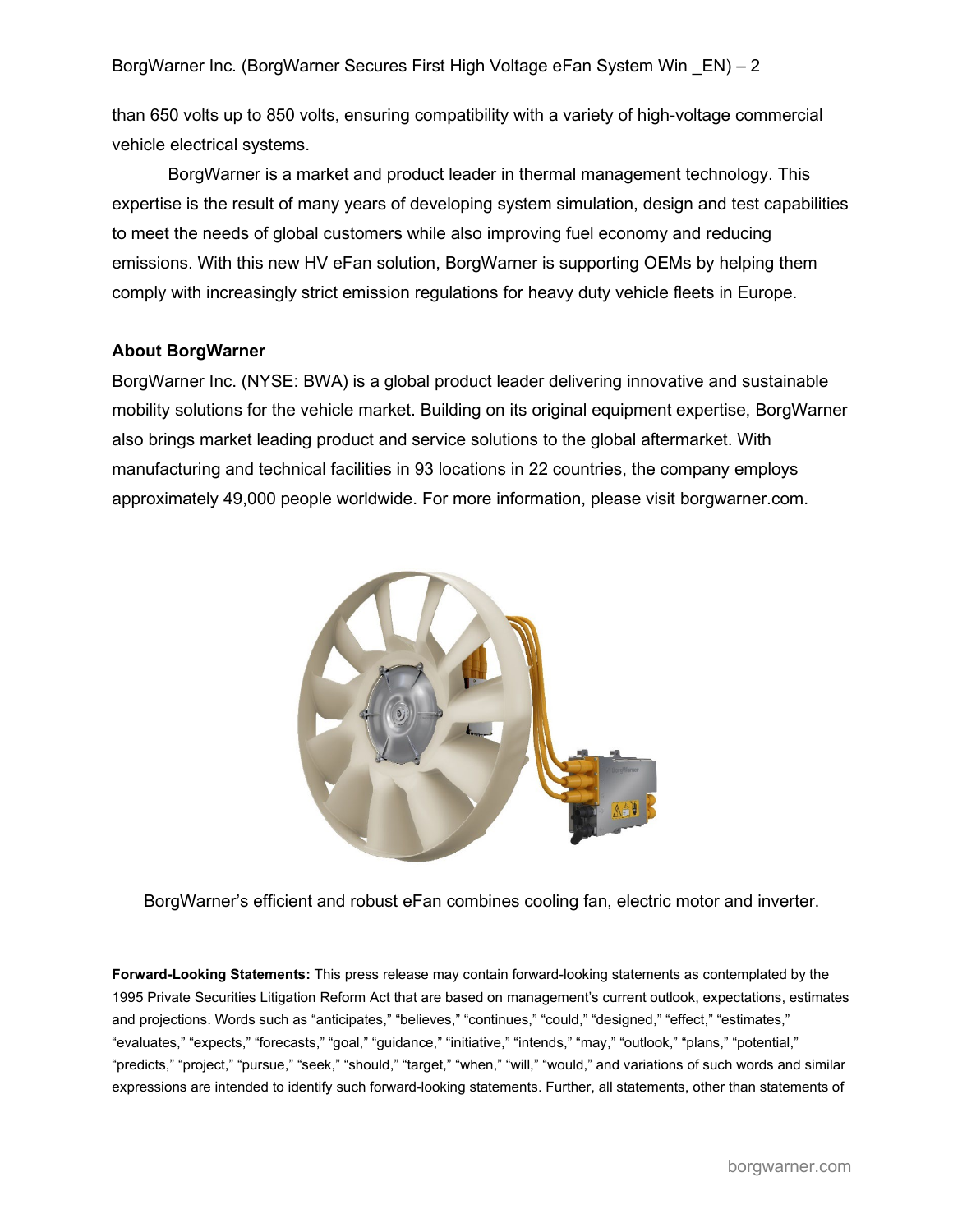than 650 volts up to 850 volts, ensuring compatibility with a variety of high-voltage commercial vehicle electrical systems.

BorgWarner is a market and product leader in thermal management technology. This expertise is the result of many years of developing system simulation, design and test capabilities to meet the needs of global customers while also improving fuel economy and reducing emissions. With this new HV eFan solution, BorgWarner is supporting OEMs by helping them comply with increasingly strict emission regulations for heavy duty vehicle fleets in Europe.

**About BorgWarner**

BorgWarner Inc. (NYSE: BWA) is a global product leader delivering innovative and sustainable mobility solutions for the vehicle market. Building on its original equipment expertise, BorgWarner also brings market leading product and service solutions to the global aftermarket. With manufacturing and technical facilities in 93 locations in 22 countries, the company employs approximately 49,000 people worldwide. For more information, please visit borgwarner.com.

BorgWarner's efficient and robust eFan combines cooling fan, electric motor and inverter.

**Forward-Looking Statements:** This press release may contain forward-looking statements as contemplated by the 1995 Private Securities Litigation Reform Act that are based on management's current outlook, expectations, estimates and projections. Words such as "anticipates," "believes," "continues," "could," "designed," "effect," "estimates," "evaluates," "expects," "forecasts," "goal," "guidance," "initiative," "intends," "may," "outlook," "plans," "potential," "predicts," "project," "pursue," "seek," "should," "target," "when," "will," "would," and variations of such words and similar expressions are intended to identify such forward-looking statements. Further, all statements, other than statements of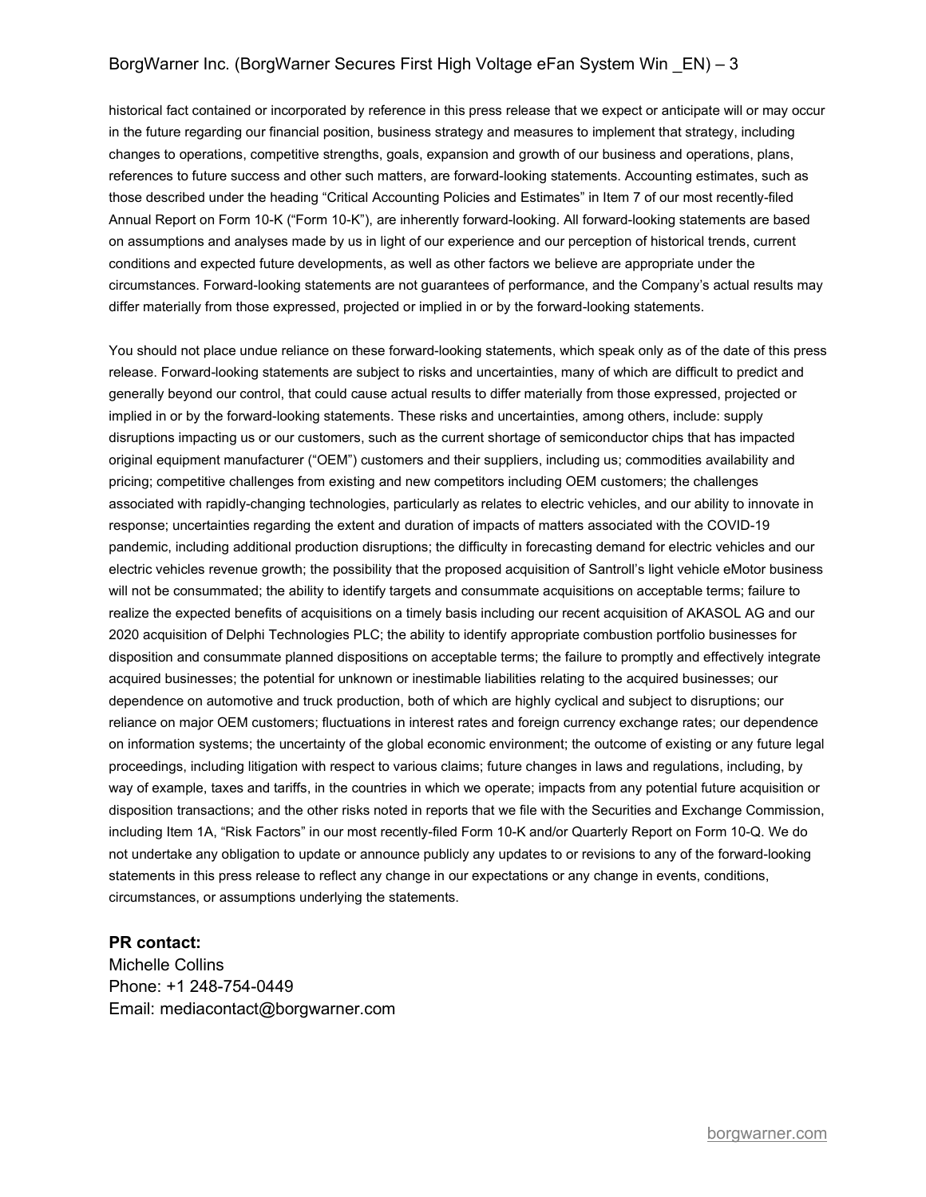historical fact contained or incorporated by reference in this press release that we expect or anticipate will or may occur in the future regarding our financial position, business strategy and measures to implement that strategy, including changes to operations, competitive strengths, goals, expansion and growth of our business and operations, plans, references to future success and other such matters, are forward-looking statements. Accounting estimates, such as those described under the heading "Critical Accounting Policies and Estimates" in Item 7 of our most recently-filed Annual Report on Form 10-K ("Form 10-K"), are inherently forward-looking. All forward-looking statements are based on assumptions and analyses made by us in light of our experience and our perception of historical trends, current conditions and expected future developments, as well as other factors we believe are appropriate under the circumstances. Forward-looking statements are not guarantees of performance, and the Company's actual results may differ materially from those expressed, projected or implied in or by the forward-looking statements.

You should not place undue reliance on these forward-looking statements, which speak only as of the date of this press release. Forward-looking statements are subject to risks and uncertainties, many of which are difficult to predict and generally beyond our control, that could cause actual results to differ materially from those expressed, projected or implied in or by the forward-looking statements. These risks and uncertainties, among others, include: supply disruptions impacting us or our customers, such as the current shortage of semiconductor chips that has impacted original equipment manufacturer ("OEM") customers and their suppliers, including us; commodities availability and pricing; competitive challenges from existing and new competitors including OEM customers; the challenges associated with rapidly-changing technologies, particularly as relates to electric vehicles, and our ability to innovate in response; uncertainties regarding the extent and duration of impacts of matters associated with the COVID-19 pandemic, including additional production disruptions; the difficulty in forecasting demand for electric vehicles and our electric vehicles revenue growth; the possibility that the proposed acquisition of Santroll's light vehicle eMotor business will not be consummated; the ability to identify targets and consummate acquisitions on acceptable terms; failure to realize the expected benefits of acquisitions on a timely basis including our recent acquisition of AKASOL AG and our 2020 acquisition of Delphi Technologies PLC; the ability to identify appropriate combustion portfolio businesses for disposition and consummate planned dispositions on acceptable terms; the failure to promptly and effectively integrate acquired businesses; the potential for unknown or inestimable liabilities relating to the acquired businesses; our dependence on automotive and truck production, both of which are highly cyclical and subject to disruptions; our reliance on major OEM customers; fluctuations in interest rates and foreign currency exchange rates; our dependence on information systems; the uncertainty of the global economic environment; the outcome of existing or any future legal proceedings, including litigation with respect to various claims; future changes in laws and regulations, including, by way of example, taxes and tariffs, in the countries in which we operate; impacts from any potential future acquisition or disposition transactions; and the other risks noted in reports that we file with the Securities and Exchange Commission, including Item 1A, "Risk Factors" in our most recently-filed Form 10-K and/or Quarterly Report on Form 10-Q. We do not undertake any obligation to update or announce publicly any updates to or revisions to any of the forward-looking statements in this press release to reflect any change in our expectations or any change in events, conditions, circumstances, or assumptions underlying the statements.

**PR contact:**
Michelle Collins
Phone: +1 248-754-0449
Email: mediacontact@borgwarner.com